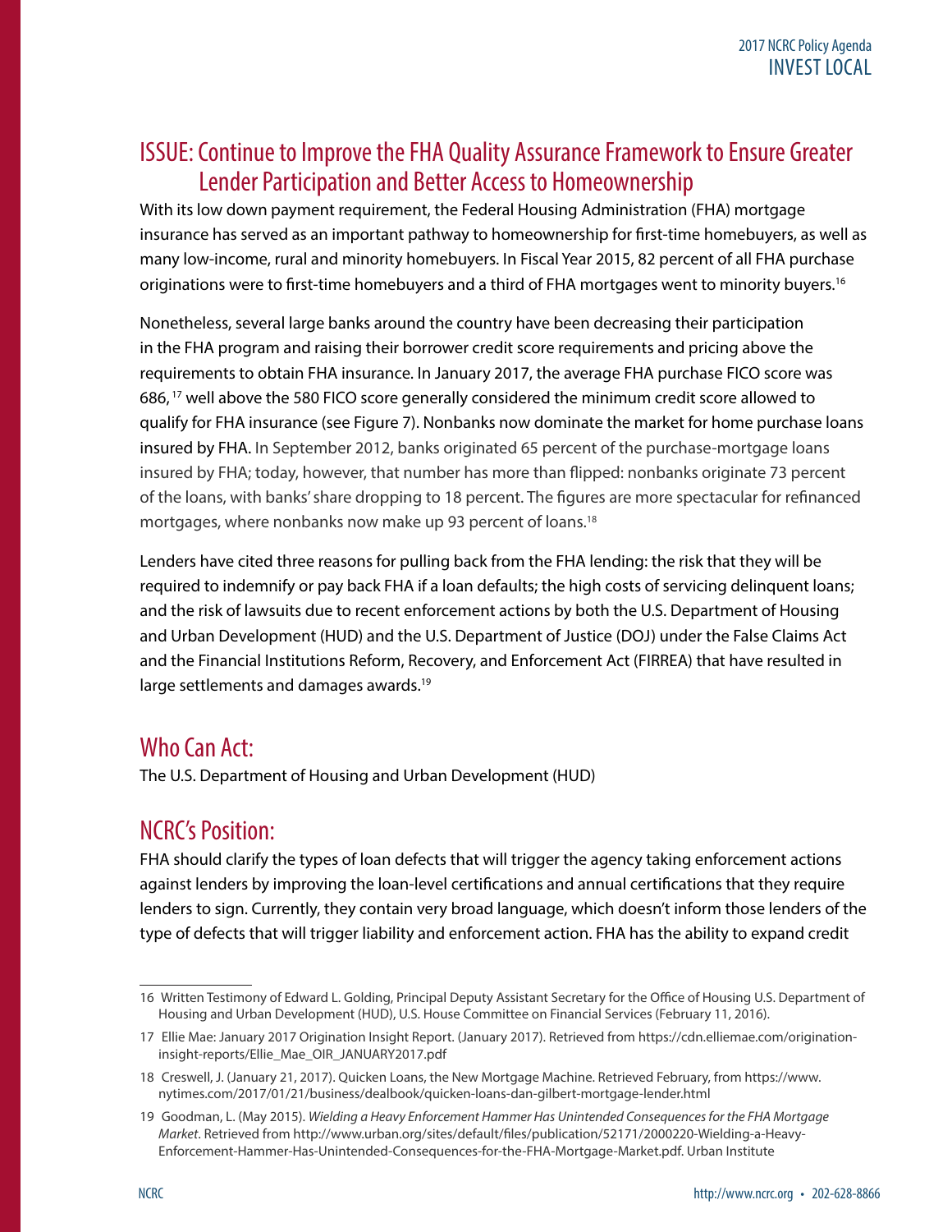## ISSUE: Continue to Improve the FHA Quality Assurance Framework to Ensure Greater Lender Participation and Better Access to Homeownership

With its low down payment requirement, the Federal Housing Administration (FHA) mortgage insurance has served as an important pathway to homeownership for first-time homebuyers, as well as many low-income, rural and minority homebuyers. In Fiscal Year 2015, 82 percent of all FHA purchase originations were to first-time homebuyers and a third of FHA mortgages went to minority buyers.[16]

Nonetheless, several large banks around the country have been decreasing their participation in the FHA program and raising their borrower credit score requirements and pricing above the requirements to obtain FHA insurance. In January 2017, the average FHA purchase FICO score was 686,[17] well above the 580 FICO score generally considered the minimum credit score allowed to qualify for FHA insurance (see Figure 7). Nonbanks now dominate the market for home purchase loans insured by FHA. In September 2012, banks originated 65 percent of the purchase-mortgage loans insured by FHA; today, however, that number has more than flipped: nonbanks originate 73 percent of the loans, with banks' share dropping to 18 percent. The figures are more spectacular for refinanced mortgages, where nonbanks now make up 93 percent of loans.[18]

Lenders have cited three reasons for pulling back from the FHA lending: the risk that they will be required to indemnify or pay back FHA if a loan defaults; the high costs of servicing delinquent loans; and the risk of lawsuits due to recent enforcement actions by both the U.S. Department of Housing and Urban Development (HUD) and the U.S. Department of Justice (DOJ) under the False Claims Act and the Financial Institutions Reform, Recovery, and Enforcement Act (FIRREA) that have resulted in large settlements and damages awards.[19]

## Who Can Act:

The U.S. Department of Housing and Urban Development (HUD)

## NCRC's Position:

FHA should clarify the types of loan defects that will trigger the agency taking enforcement actions against lenders by improving the loan-level certifications and annual certifications that they require lenders to sign. Currently, they contain very broad language, which doesn't inform those lenders of the type of defects that will trigger liability and enforcement action. FHA has the ability to expand credit

---

16 Written Testimony of Edward L. Golding, Principal Deputy Assistant Secretary for the Office of Housing U.S. Department of Housing and Urban Development (HUD), U.S. House Committee on Financial Services (February 11, 2016).

17 Ellie Mae: January 2017 Origination Insight Report. (January 2017). Retrieved from https://cdn.elliemae.com/origination-insight-reports/Ellie_Mae_OIR_JANUARY2017.pdf

18 Creswell, J. (January 21, 2017). Quicken Loans, the New Mortgage Machine. Retrieved February, from https://www.nytimes.com/2017/01/21/business/dealbook/quicken-loans-dan-gilbert-mortgage-lender.html

19 Goodman, L. (May 2015). *Wielding a Heavy Enforcement Hammer Has Unintended Consequences for the FHA Mortgage Market*. Retrieved from http://www.urban.org/sites/default/files/publication/52171/2000220-Wielding-a-Heavy-Enforcement-Hammer-Has-Unintended-Consequences-for-the-FHA-Mortgage-Market.pdf. Urban Institute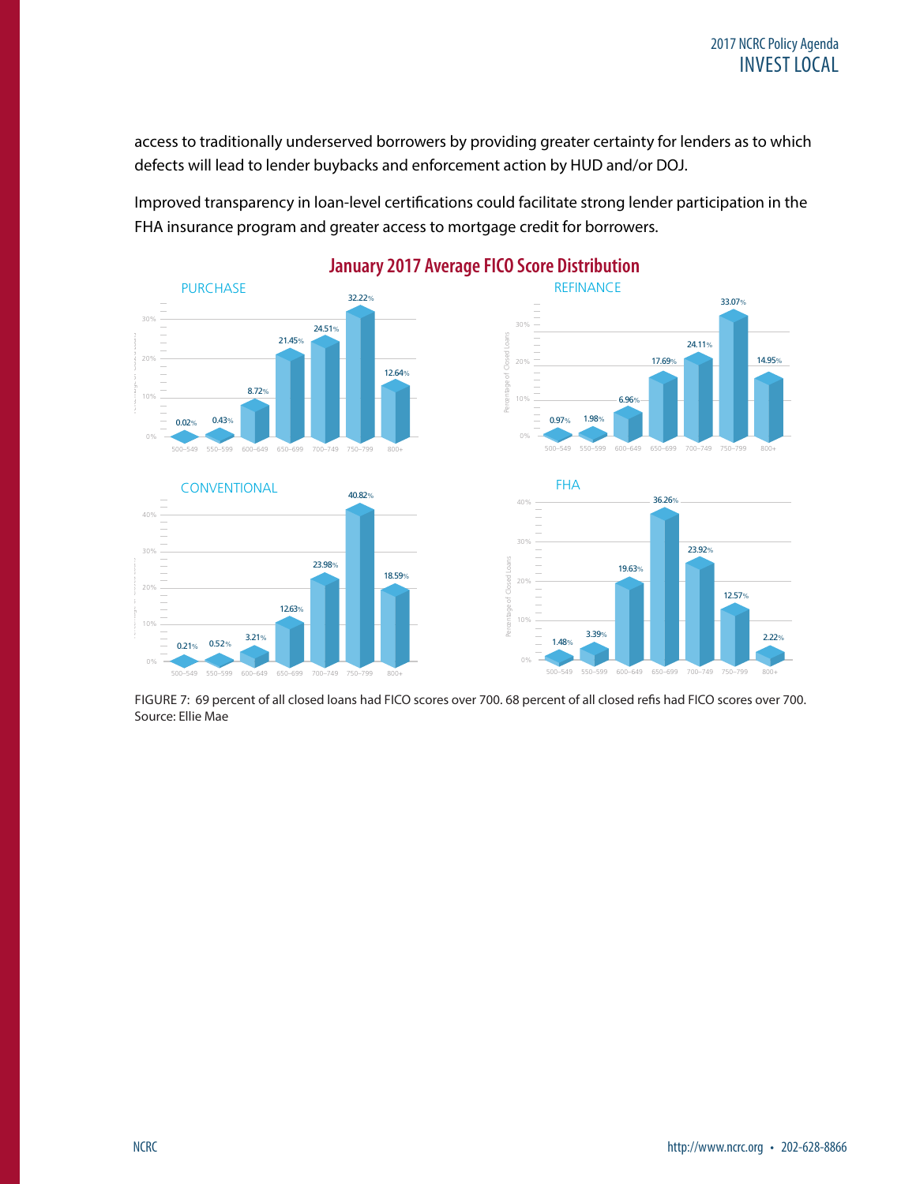access to traditionally underserved borrowers by providing greater certainty for lenders as to which defects will lead to lender buybacks and enforcement action by HUD and/or DOJ.

Improved transparency in loan-level certifications could facilitate strong lender participation in the FHA insurance program and greater access to mortgage credit for borrowers.

## January 2017 Average FICO Score Distribution

PURCHASE

0.02% 0.43% 8.72% 21.45% 24.51% 32.22% 12.64%

500–549 550–599 600–649 650–699 700–749 750–799 800+

REFINANCE

0.97% 1.98% 6.96% 17.69% 24.11% 33.07% 14.95%

500–549 550–599 600–649 650–699 700–749 750–799 800+

CONVENTIONAL

0.21% 0.52% 3.21% 12.63% 23.98% 40.82% 18.59%

500–549 550–599 600–649 650–699 700–749 750–799 800+

FHA

1.48% 3.39% 19.63% 36.26% 23.92% 12.57% 2.22%

500–549 550–599 600–649 650–699 700–749 750–799 800+

FIGURE 7: 69 percent of all closed loans had FICO scores over 700. 68 percent of all closed refis had FICO scores over 700.
Source: Ellie Mae